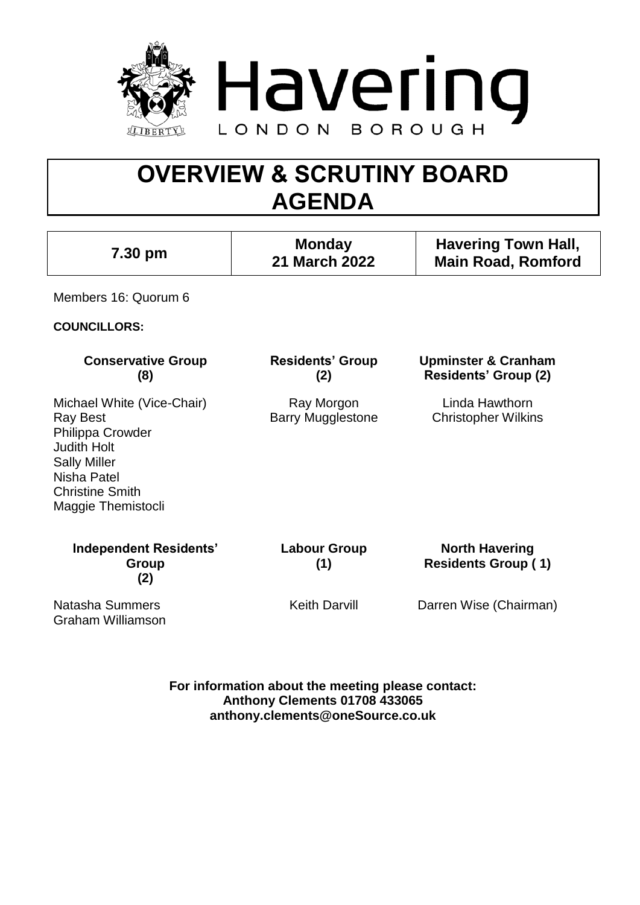Havering

LONDON BOROUGH

# OVERVIEW & SCRUTINY BOARD AGENDA

| 7.30 pm | Monday 21 March 2022 | Havering Town Hall, Main Road, Romford |
|---|---|---|

Members 16: Quorum 6

**COUNCILLORS:**

| Conservative Group (8) | Residents' Group (2) | Upminster & Cranham Residents' Group (2) |
|---|---|---|
| Michael White (Vice-Chair) | Ray Morgon | Linda Hawthorn |
| Ray Best | Barry Mugglestone | Christopher Wilkins |
| Philippa Crowder | | |
| Judith Holt | | |
| Sally Miller | | |
| Nisha Patel | | |
| Christine Smith | | |
| Maggie Themistocli | | |

| Independent Residents' Group (2) | Labour Group (1) | North Havering Residents Group ( 1) |
|---|---|---|
| Natasha Summers | Keith Darvill | Darren Wise (Chairman) |
| Graham Williamson | | |

**For information about the meeting please contact:**
**Anthony Clements 01708 433065**
**anthony.clements@oneSource.co.uk**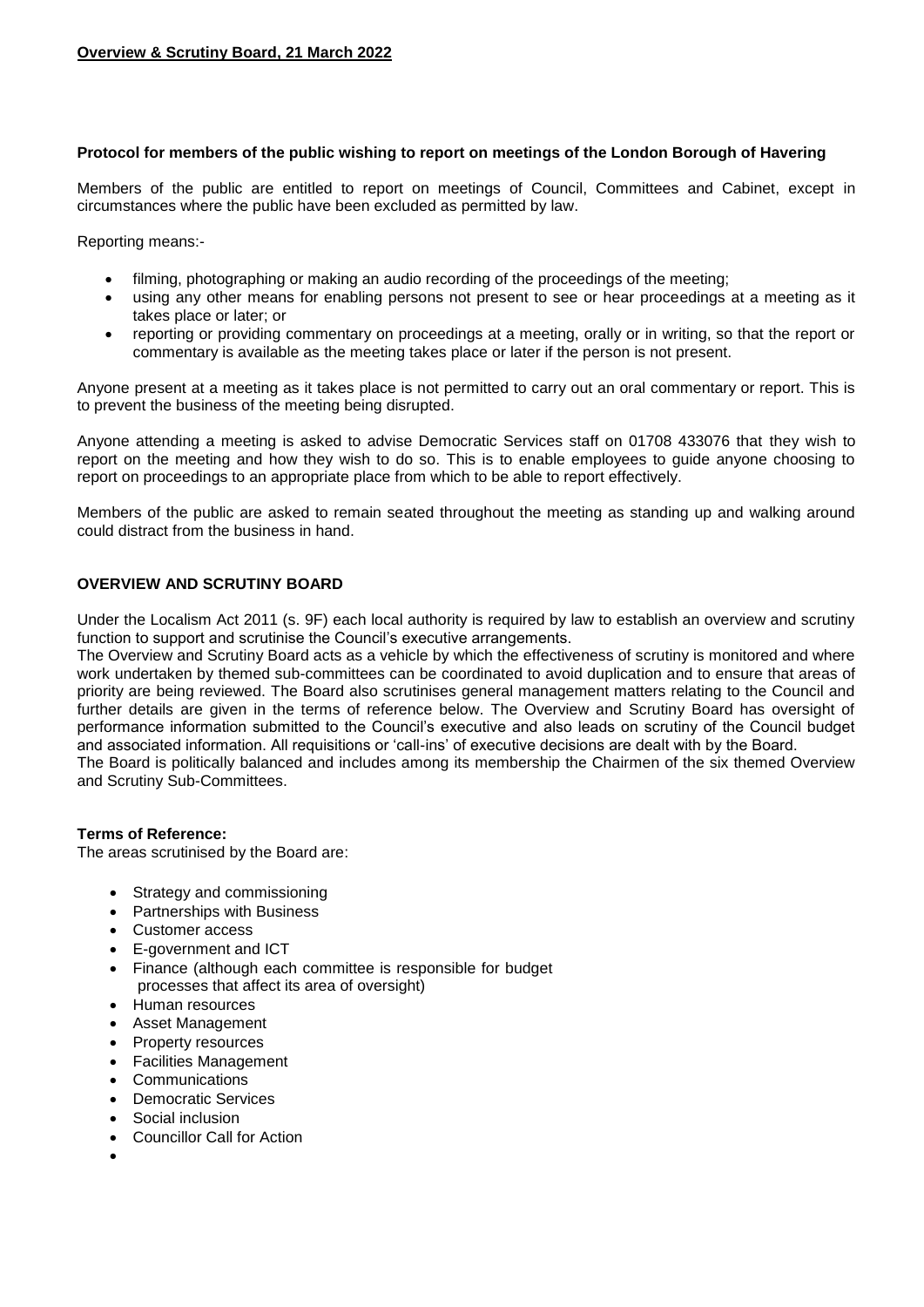**Protocol for members of the public wishing to report on meetings of the London Borough of Havering**

Members of the public are entitled to report on meetings of Council, Committees and Cabinet, except in circumstances where the public have been excluded as permitted by law.

Reporting means:-

- filming, photographing or making an audio recording of the proceedings of the meeting;
- using any other means for enabling persons not present to see or hear proceedings at a meeting as it takes place or later; or
- reporting or providing commentary on proceedings at a meeting, orally or in writing, so that the report or commentary is available as the meeting takes place or later if the person is not present.

Anyone present at a meeting as it takes place is not permitted to carry out an oral commentary or report. This is to prevent the business of the meeting being disrupted.

Anyone attending a meeting is asked to advise Democratic Services staff on 01708 433076 that they wish to report on the meeting and how they wish to do so. This is to enable employees to guide anyone choosing to report on proceedings to an appropriate place from which to be able to report effectively.

Members of the public are asked to remain seated throughout the meeting as standing up and walking around could distract from the business in hand.

**OVERVIEW AND SCRUTINY BOARD**

Under the Localism Act 2011 (s. 9F) each local authority is required by law to establish an overview and scrutiny function to support and scrutinise the Council's executive arrangements.
The Overview and Scrutiny Board acts as a vehicle by which the effectiveness of scrutiny is monitored and where work undertaken by themed sub-committees can be coordinated to avoid duplication and to ensure that areas of priority are being reviewed. The Board also scrutinises general management matters relating to the Council and further details are given in the terms of reference below. The Overview and Scrutiny Board has oversight of performance information submitted to the Council's executive and also leads on scrutiny of the Council budget and associated information. All requisitions or 'call-ins' of executive decisions are dealt with by the Board.
The Board is politically balanced and includes among its membership the Chairmen of the six themed Overview and Scrutiny Sub-Committees.

**Terms of Reference:**
The areas scrutinised by the Board are:

- Strategy and commissioning
- Partnerships with Business
- Customer access
- E-government and ICT
- Finance (although each committee is responsible for budget processes that affect its area of oversight)
- Human resources
- Asset Management
- Property resources
- Facilities Management
- Communications
- Democratic Services
- Social inclusion
- Councillor Call for Action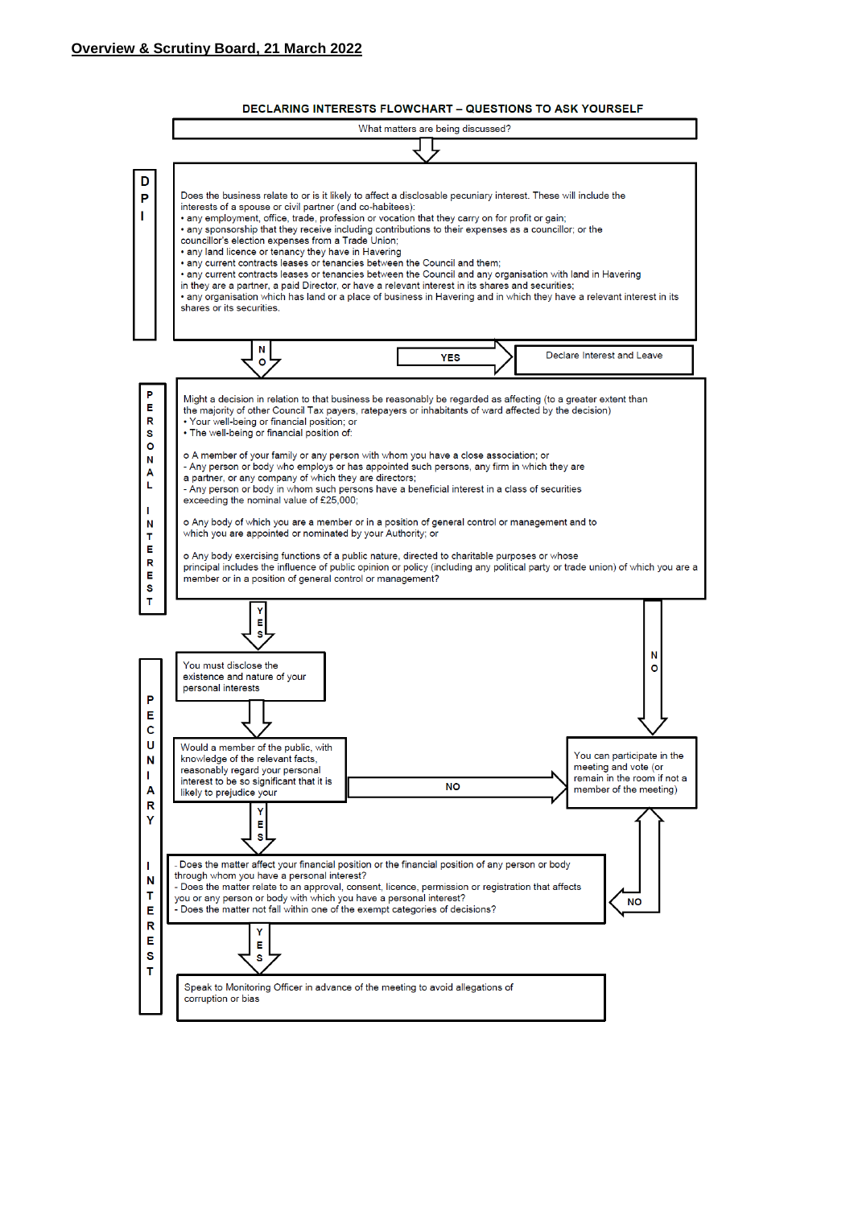**Overview & Scrutiny Board, 21 March 2022**

## DECLARING INTERESTS FLOWCHART – QUESTIONS TO ASK YOURSELF

What matters are being discussed?

### DPI

Does the business relate to or is it likely to affect a disclosable pecuniary interest. These will include the interests of a spouse or civil partner (and co-habitees):

- any employment, office, trade, profession or vocation that they carry on for profit or gain;
- any sponsorship that they receive including contributions to their expenses as a councillor; or the councillor's election expenses from a Trade Union;
- any land licence or tenancy they have in Havering
- any current contracts leases or tenancies between the Council and them;
- any current contracts leases or tenancies between the Council and any organisation with land in Havering in they are a partner, a paid Director, or have a relevant interest in its shares and securities;
- any organisation which has land or a place of business in Havering and in which they have a relevant interest in its shares or its securities.

**YES** → Declare Interest and Leave

**NO** ↓

### PERSONAL INTEREST

Might a decision in relation to that business be reasonably be regarded as affecting (to a greater extent than the majority of other Council Tax payers, ratepayers or inhabitants of ward affected by the decision)

- Your well-being or financial position; or
- The well-being or financial position of:

o A member of your family or any person with whom you have a close association; or
- Any person or body who employs or has appointed such persons, any firm in which they are a partner, or any company of which they are directors;
- Any person or body in whom such persons have a beneficial interest in a class of securities exceeding the nominal value of £25,000;

o Any body of which you are a member or in a position of general control or management and to which you are appointed or nominated by your Authority; or

o Any body exercising functions of a public nature, directed to charitable purposes or whose principal includes the influence of public opinion or policy (including any political party or trade union) of which you are a member or in a position of general control or management?

**NO** → You can participate in the meeting and vote (or remain in the room if not a member of the meeting)

**YES** ↓

### PECUNIARY INTEREST

You must disclose the existence and nature of your personal interests

↓

Would a member of the public, with knowledge of the relevant facts, reasonably regard your personal interest to be so significant that it is likely to prejudice your

**NO** → You can participate in the meeting and vote (or remain in the room if not a member of the meeting)

**YES** ↓

- Does the matter affect your financial position or the financial position of any person or body through whom you have a personal interest?
- Does the matter relate to an approval, consent, licence, permission or registration that affects you or any person or body with which you have a personal interest?
- Does the matter not fall within one of the exempt categories of decisions?

**NO** → You can participate in the meeting and vote (or remain in the room if not a member of the meeting)

**YES** ↓

Speak to Monitoring Officer in advance of the meeting to avoid allegations of corruption or bias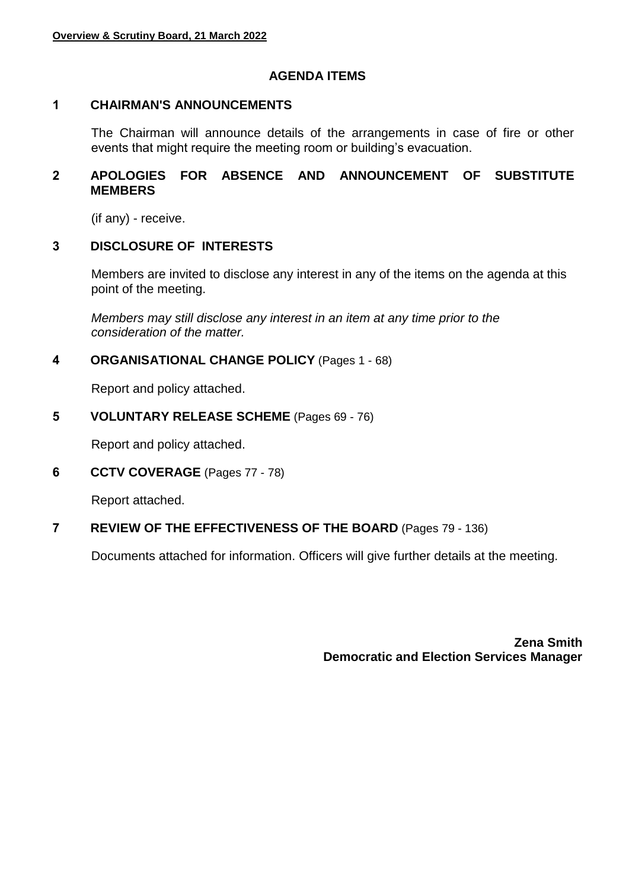## AGENDA ITEMS

### 1 CHAIRMAN'S ANNOUNCEMENTS

The Chairman will announce details of the arrangements in case of fire or other events that might require the meeting room or building's evacuation.

### 2 APOLOGIES FOR ABSENCE AND ANNOUNCEMENT OF SUBSTITUTE MEMBERS

(if any) - receive.

### 3 DISCLOSURE OF INTERESTS

Members are invited to disclose any interest in any of the items on the agenda at this point of the meeting.

*Members may still disclose any interest in an item at any time prior to the consideration of the matter.*

### 4 ORGANISATIONAL CHANGE POLICY (Pages 1 - 68)

Report and policy attached.

### 5 VOLUNTARY RELEASE SCHEME (Pages 69 - 76)

Report and policy attached.

### 6 CCTV COVERAGE (Pages 77 - 78)

Report attached.

### 7 REVIEW OF THE EFFECTIVENESS OF THE BOARD (Pages 79 - 136)

Documents attached for information. Officers will give further details at the meeting.

**Zena Smith**
**Democratic and Election Services Manager**